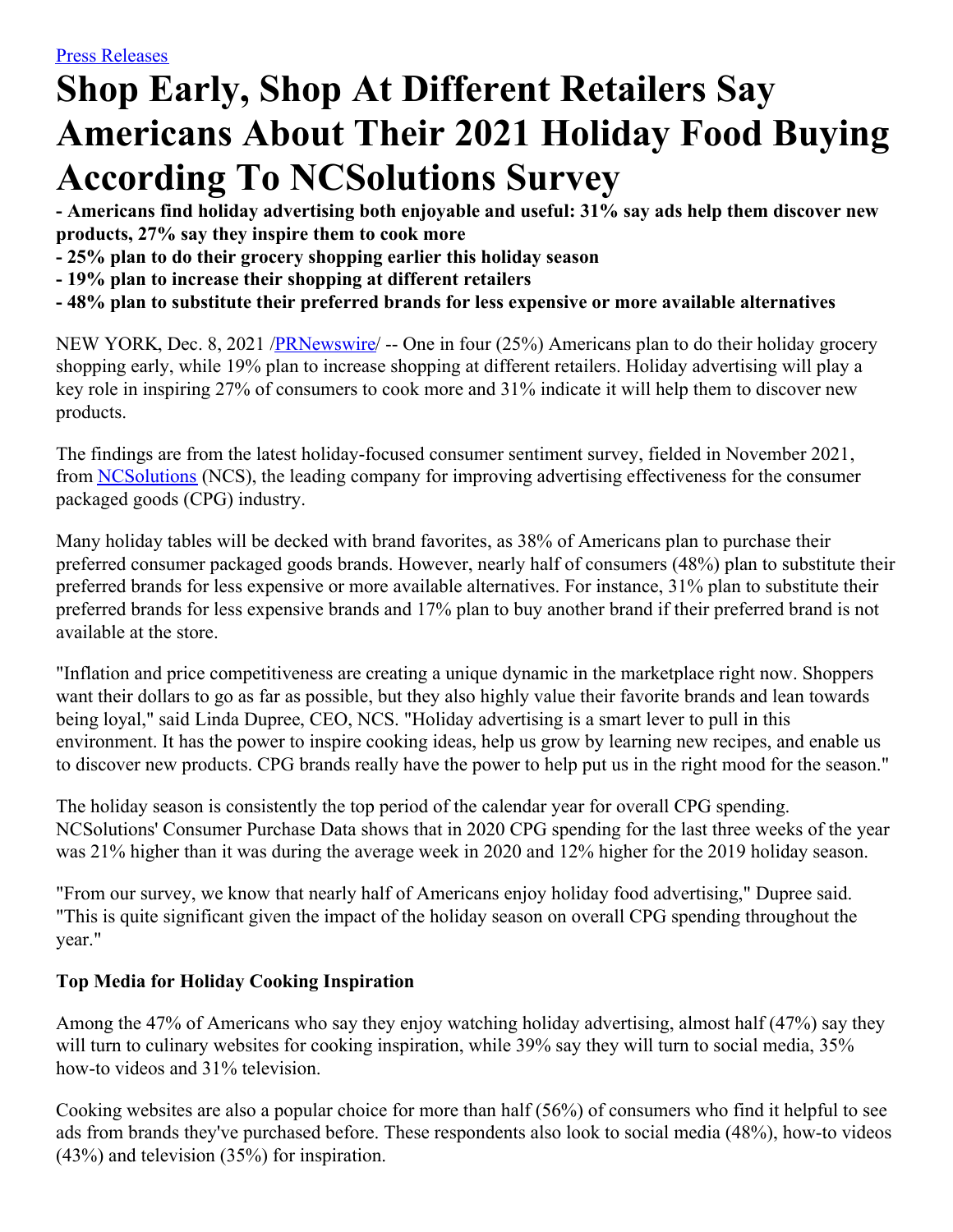[Press Releases]

# Shop Early, Shop At Different Retailers Say Americans About Their 2021 Holiday Food Buying According To NCSolutions Survey

**- Americans find holiday advertising both enjoyable and useful: 31% say ads help them discover new products, 27% say they inspire them to cook more**
**- 25% plan to do their grocery shopping earlier this holiday season**
**- 19% plan to increase their shopping at different retailers**
**- 48% plan to substitute their preferred brands for less expensive or more available alternatives**

NEW YORK, Dec. 8, 2021 /PRNewswire/ -- One in four (25%) Americans plan to do their holiday grocery shopping early, while 19% plan to increase shopping at different retailers. Holiday advertising will play a key role in inspiring 27% of consumers to cook more and 31% indicate it will help them to discover new products.

The findings are from the latest holiday-focused consumer sentiment survey, fielded in November 2021, from NCSolutions (NCS), the leading company for improving advertising effectiveness for the consumer packaged goods (CPG) industry.

Many holiday tables will be decked with brand favorites, as 38% of Americans plan to purchase their preferred consumer packaged goods brands. However, nearly half of consumers (48%) plan to substitute their preferred brands for less expensive or more available alternatives. For instance, 31% plan to substitute their preferred brands for less expensive brands and 17% plan to buy another brand if their preferred brand is not available at the store.

"Inflation and price competitiveness are creating a unique dynamic in the marketplace right now. Shoppers want their dollars to go as far as possible, but they also highly value their favorite brands and lean towards being loyal," said Linda Dupree, CEO, NCS. "Holiday advertising is a smart lever to pull in this environment. It has the power to inspire cooking ideas, help us grow by learning new recipes, and enable us to discover new products. CPG brands really have the power to help put us in the right mood for the season."

The holiday season is consistently the top period of the calendar year for overall CPG spending. NCSolutions' Consumer Purchase Data shows that in 2020 CPG spending for the last three weeks of the year was 21% higher than it was during the average week in 2020 and 12% higher for the 2019 holiday season.

"From our survey, we know that nearly half of Americans enjoy holiday food advertising," Dupree said. "This is quite significant given the impact of the holiday season on overall CPG spending throughout the year."

**Top Media for Holiday Cooking Inspiration**

Among the 47% of Americans who say they enjoy watching holiday advertising, almost half (47%) say they will turn to culinary websites for cooking inspiration, while 39% say they will turn to social media, 35% how-to videos and 31% television.

Cooking websites are also a popular choice for more than half (56%) of consumers who find it helpful to see ads from brands they've purchased before. These respondents also look to social media (48%), how-to videos (43%) and television (35%) for inspiration.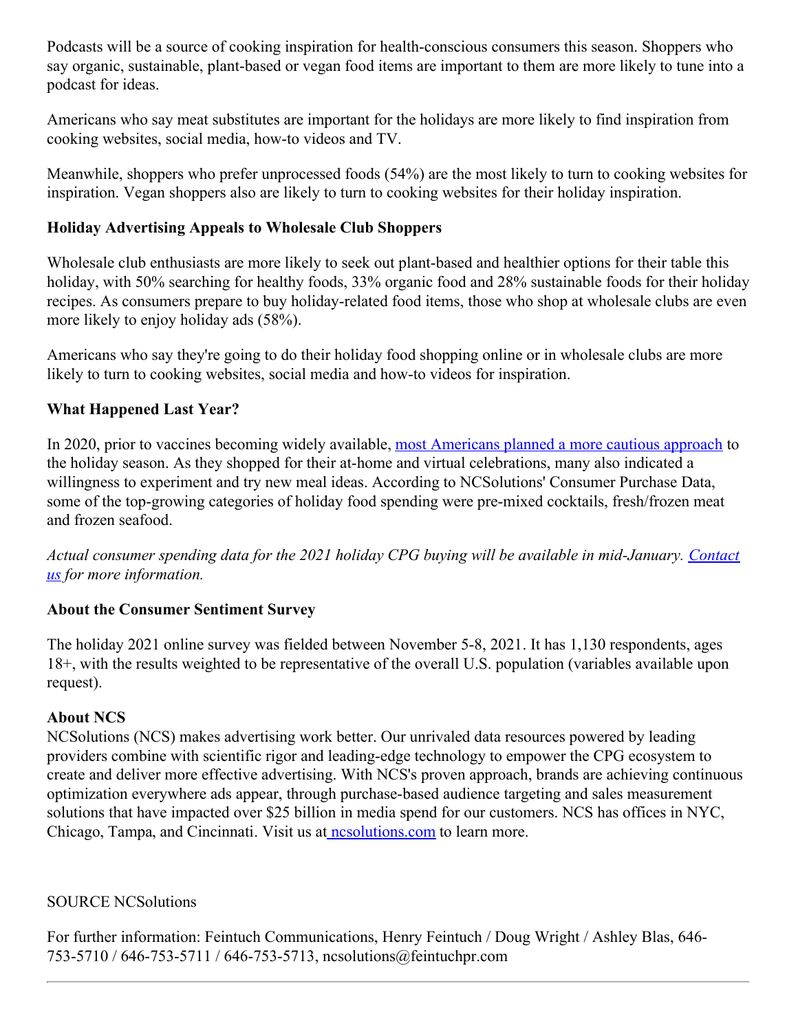Podcasts will be a source of cooking inspiration for health-conscious consumers this season. Shoppers who say organic, sustainable, plant-based or vegan food items are important to them are more likely to tune into a podcast for ideas.

Americans who say meat substitutes are important for the holidays are more likely to find inspiration from cooking websites, social media, how-to videos and TV.

Meanwhile, shoppers who prefer unprocessed foods (54%) are the most likely to turn to cooking websites for inspiration. Vegan shoppers also are likely to turn to cooking websites for their holiday inspiration.

**Holiday Advertising Appeals to Wholesale Club Shoppers**

Wholesale club enthusiasts are more likely to seek out plant-based and healthier options for their table this holiday, with 50% searching for healthy foods, 33% organic food and 28% sustainable foods for their holiday recipes. As consumers prepare to buy holiday-related food items, those who shop at wholesale clubs are even more likely to enjoy holiday ads (58%).

Americans who say they're going to do their holiday food shopping online or in wholesale clubs are more likely to turn to cooking websites, social media and how-to videos for inspiration.

**What Happened Last Year?**

In 2020, prior to vaccines becoming widely available, most Americans planned a more cautious approach to the holiday season. As they shopped for their at-home and virtual celebrations, many also indicated a willingness to experiment and try new meal ideas. According to NCSolutions' Consumer Purchase Data, some of the top-growing categories of holiday food spending were pre-mixed cocktails, fresh/frozen meat and frozen seafood.

*Actual consumer spending data for the 2021 holiday CPG buying will be available in mid-January. Contact us for more information.*

**About the Consumer Sentiment Survey**

The holiday 2021 online survey was fielded between November 5-8, 2021. It has 1,130 respondents, ages 18+, with the results weighted to be representative of the overall U.S. population (variables available upon request).

**About NCS**

NCSolutions (NCS) makes advertising work better. Our unrivaled data resources powered by leading providers combine with scientific rigor and leading-edge technology to empower the CPG ecosystem to create and deliver more effective advertising. With NCS's proven approach, brands are achieving continuous optimization everywhere ads appear, through purchase-based audience targeting and sales measurement solutions that have impacted over $25 billion in media spend for our customers. NCS has offices in NYC, Chicago, Tampa, and Cincinnati. Visit us at ncsolutions.com to learn more.

SOURCE NCSolutions

For further information: Feintuch Communications, Henry Feintuch / Doug Wright / Ashley Blas, 646-753-5710 / 646-753-5711 / 646-753-5713, ncsolutions@feintuchpr.com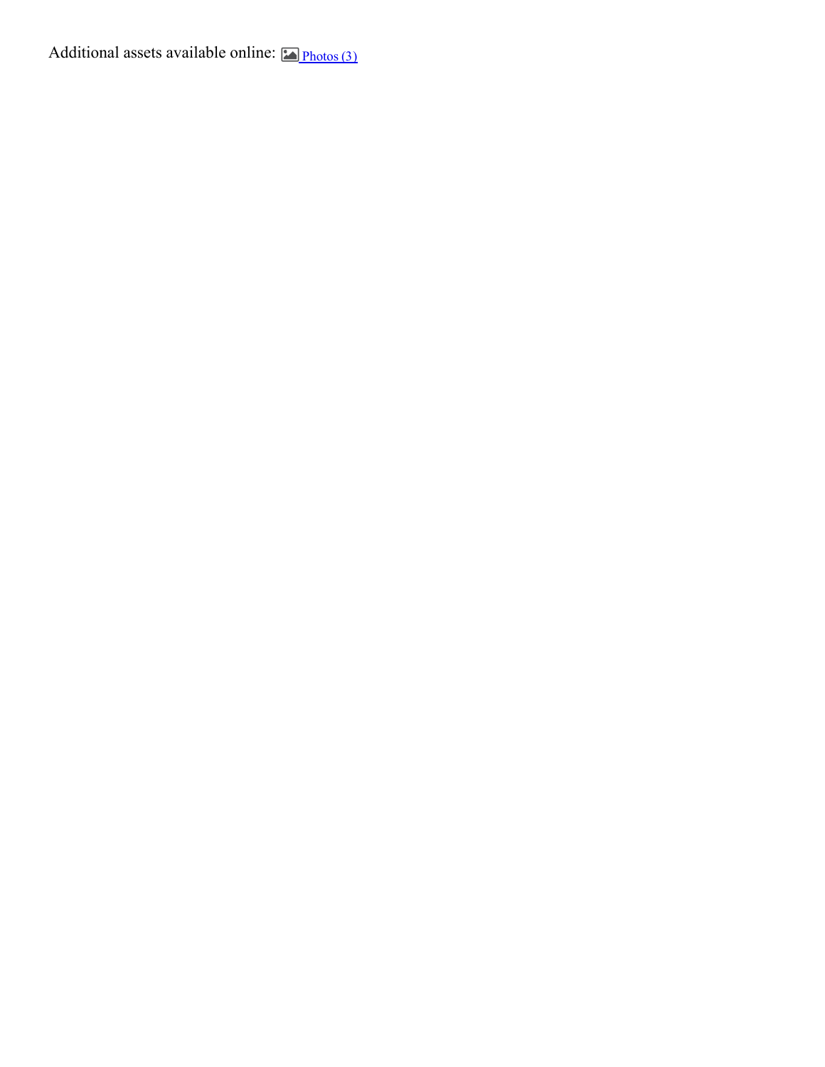Additional assets available online: Photos (3)